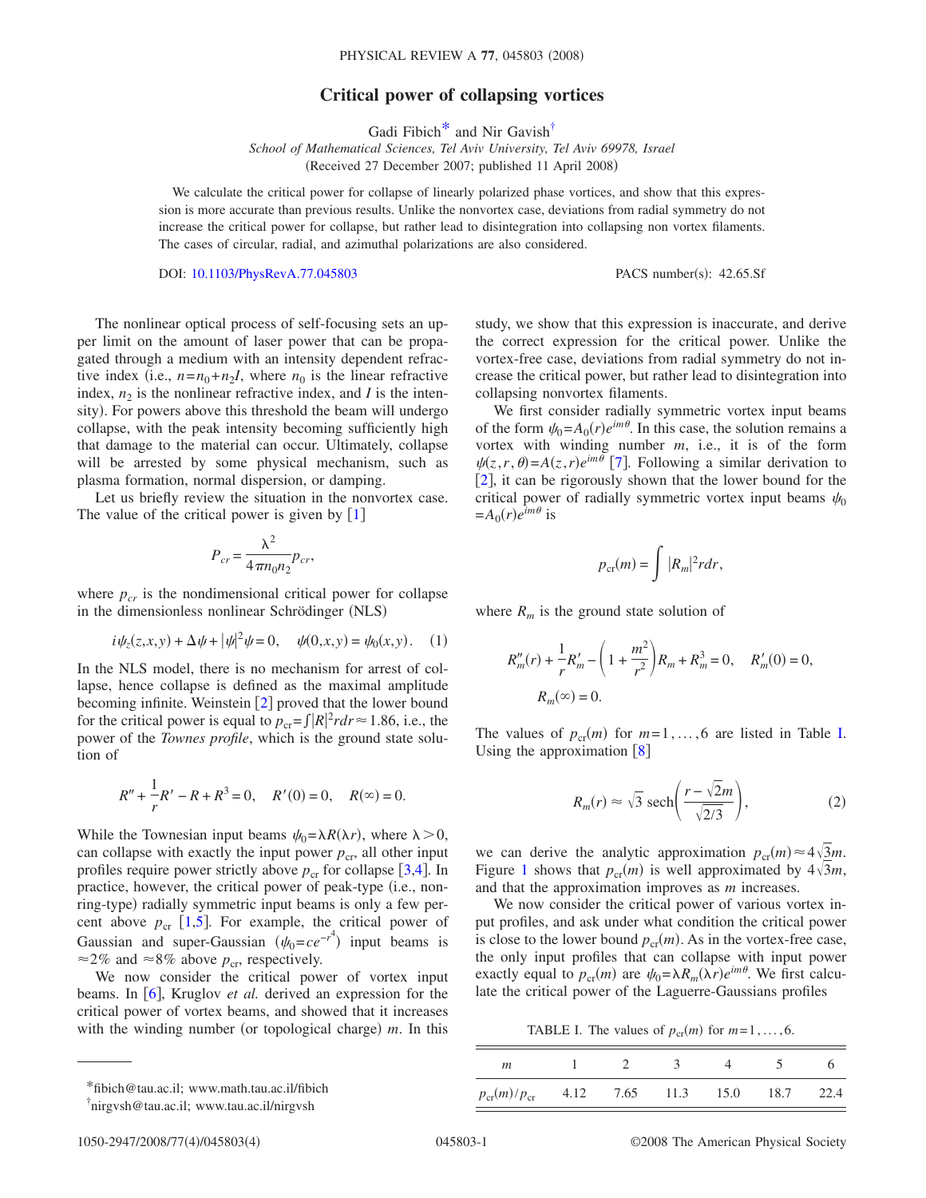# Critical power of collapsing vortices

Gadi Fibich[*] and Nir Gavish[†]

*School of Mathematical Sciences, Tel Aviv University, Tel Aviv 69978, Israel*

(Received 27 December 2007; published 11 April 2008)

We calculate the critical power for collapse of linearly polarized phase vortices, and show that this expression is more accurate than previous results. Unlike the nonvortex case, deviations from radial symmetry do not increase the critical power for collapse, but rather lead to disintegration into collapsing non vortex filaments. The cases of circular, radial, and azimuthal polarizations are also considered.

DOI: 10.1103/PhysRevA.77.045803 PACS number(s): 42.65.Sf

The nonlinear optical process of self-focusing sets an upper limit on the amount of laser power that can be propagated through a medium with an intensity dependent refractive index (i.e., $n=n_0+n_2I$, where $n_0$ is the linear refractive index, $n_2$ is the nonlinear refractive index, and $I$ is the intensity). For powers above this threshold the beam will undergo collapse, with the peak intensity becoming sufficiently high that damage to the material can occur. Ultimately, collapse will be arrested by some physical mechanism, such as plasma formation, normal dispersion, or damping.

Let us briefly review the situation in the nonvortex case. The value of the critical power is given by [1]

$$P_{cr} = \frac{\lambda^2}{4\pi n_0 n_2} p_{cr},$$

where $p_{cr}$ is the nondimensional critical power for collapse in the dimensionless nonlinear Schrödinger (NLS)

$$i\psi_z(z,x,y) + \Delta\psi + |\psi|^2\psi = 0, \quad \psi(0,x,y) = \psi_0(x,y). \tag{1}$$

In the NLS model, there is no mechanism for arrest of collapse, hence collapse is defined as the maximal amplitude becoming infinite. Weinstein [2] proved that the lower bound for the critical power is equal to $p_{cr}=\int |R|^2 r dr \approx 1.86$, i.e., the power of the *Townes profile*, which is the ground state solution of

$$R'' + \frac{1}{r}R' - R + R^3 = 0, \quad R'(0) = 0, \quad R(\infty) = 0.$$

While the Townesian input beams $\psi_0=\lambda R(\lambda r)$, where $\lambda>0$, can collapse with exactly the input power $p_{cr}$, all other input profiles require power strictly above $p_{cr}$ for collapse [3,4]. In practice, however, the critical power of peak-type (i.e., non-ring-type) radially symmetric input beams is only a few percent above $p_{cr}$ [1,5]. For example, the critical power of Gaussian and super-Gaussian ($\psi_0=ce^{-r^4}$) input beams is $\approx 2\%$ and $\approx 8\%$ above $p_{cr}$, respectively.

We now consider the critical power of vortex input beams. In [6], Kruglov *et al.* derived an expression for the critical power of vortex beams, and showed that it increases with the winding number (or topological charge) $m$. In this study, we show that this expression is inaccurate, and derive the correct expression for the critical power. Unlike the vortex-free case, deviations from radial symmetry do not increase the critical power, but rather lead to disintegration into collapsing nonvortex filaments.

We first consider radially symmetric vortex input beams of the form $\psi_0=A_0(r)e^{im\theta}$. In this case, the solution remains a vortex with winding number $m$, i.e., it is of the form $\psi(z,r,\theta)=A(z,r)e^{im\theta}$ [7]. Following a similar derivation to [2], it can be rigorously shown that the lower bound for the critical power of radially symmetric vortex input beams $\psi_0 = A_0(r)e^{im\theta}$ is

$$p_{cr}(m) = \int |R_m|^2 r dr,$$

where $R_m$ is the ground state solution of

$$R_m''(r) + \frac{1}{r}R_m' - \left(1 + \frac{m^2}{r^2}\right)R_m + R_m^3 = 0, \quad R_m'(0) = 0,$$
$$R_m(\infty) = 0.$$

The values of $p_{cr}(m)$ for $m=1,\ldots,6$ are listed in Table I. Using the approximation [8]

$$R_m(r) \approx \sqrt{3}\,\mathrm{sech}\left(\frac{r-\sqrt{2}m}{\sqrt{2/3}}\right), \tag{2}$$

we can derive the analytic approximation $p_{cr}(m)\approx 4\sqrt{3}m$. Figure 1 shows that $p_{cr}(m)$ is well approximated by $4\sqrt{3}m$, and that the approximation improves as $m$ increases.

We now consider the critical power of various vortex input profiles, and ask under what condition the critical power is close to the lower bound $p_{cr}(m)$. As in the vortex-free case, the only input profiles that can collapse with input power exactly equal to $p_{cr}(m)$ are $\psi_0=\lambda R_m(\lambda r)e^{im\theta}$. We first calculate the critical power of the Laguerre-Gaussians profiles

TABLE I. The values of $p_{cr}(m)$ for $m=1,\ldots,6$.

| $m$ | 1 | 2 | 3 | 4 | 5 | 6 |
|---|---|---|---|---|---|---|
| $p_{cr}(m)/p_{cr}$ | 4.12 | 7.65 | 11.3 | 15.0 | 18.7 | 22.4 |

---

[*] fibich@tau.ac.il; www.math.tau.ac.il/fibich

[†] nirgvsh@tau.ac.il; www.tau.ac.il/nirgvsh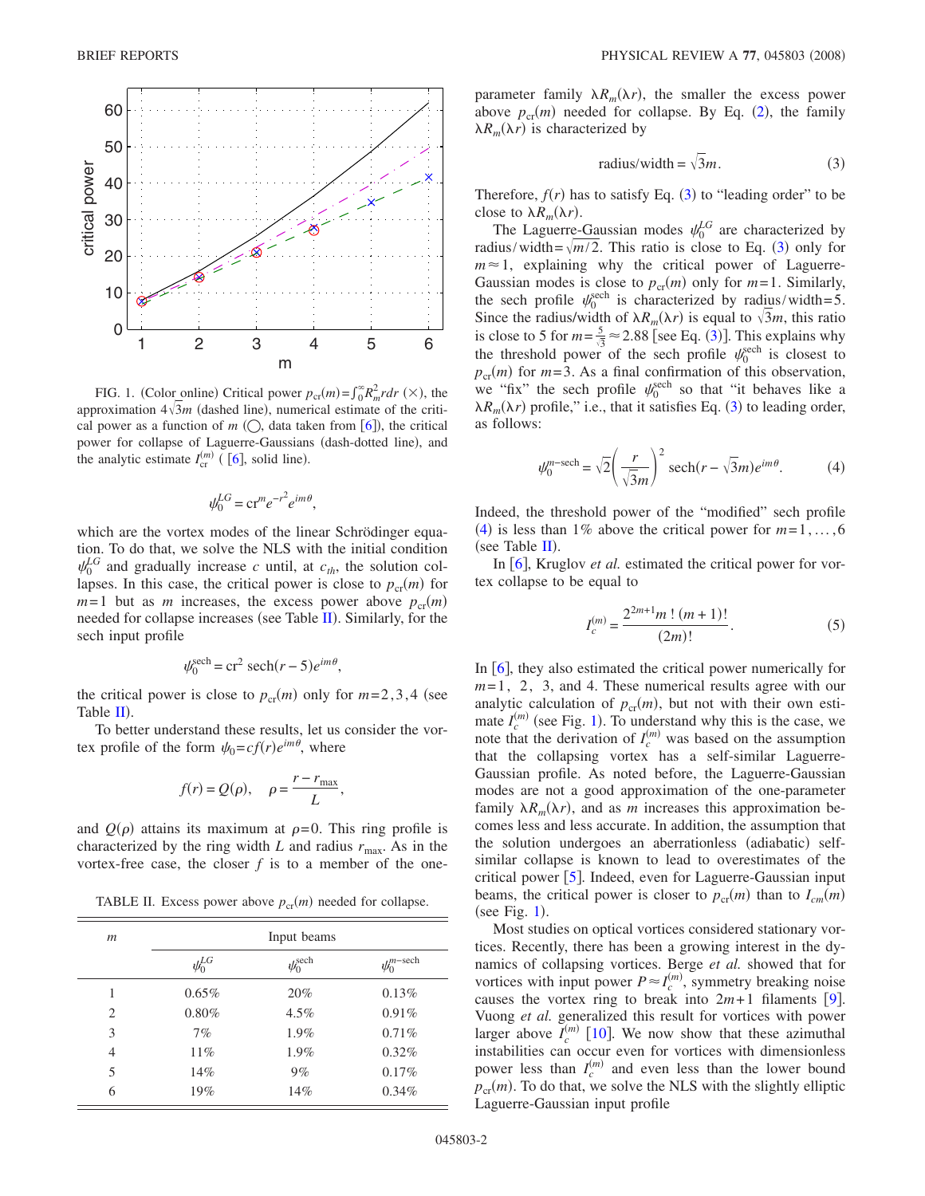FIG. 1. (Color online) Critical power $p_{cr}(m)=\int_0^\infty R_m^2 r dr$ (×), the approximation $4\sqrt{3}m$ (dashed line), numerical estimate of the critical power as a function of $m$ (◯, data taken from [6]), the critical power for collapse of Laguerre-Gaussians (dash-dotted line), and the analytic estimate $I_{cr}^{(m)}$ ( [6], solid line).

$$\psi_0^{LG} = cr^m e^{-r^2} e^{im\theta},$$

which are the vortex modes of the linear Schrödinger equation. To do that, we solve the NLS with the initial condition $\psi_0^{LG}$ and gradually increase $c$ until, at $c_{th}$, the solution collapses. In this case, the critical power is close to $p_{cr}(m)$ for $m=1$ but as $m$ increases, the excess power above $p_{cr}(m)$ needed for collapse increases (see Table II). Similarly, for the sech input profile

$$\psi_0^{\text{sech}} = cr^2\ \text{sech}(r-5)e^{im\theta},$$

the critical power is close to $p_{cr}(m)$ only for $m=2,3,4$ (see Table II).

To better understand these results, let us consider the vortex profile of the form $\psi_0 = cf(r)e^{im\theta}$, where

$$f(r) = Q(\rho), \quad \rho = \frac{r-r_{\max}}{L},$$

and $Q(\rho)$ attains its maximum at $\rho=0$. This ring profile is characterized by the ring width $L$ and radius $r_{\max}$. As in the vortex-free case, the closer $f$ is to a member of the one-parameter family $\lambda R_m(\lambda r)$, the smaller the excess power above $p_{cr}(m)$ needed for collapse. By Eq. (2), the family $\lambda R_m(\lambda r)$ is characterized by

$$\text{radius/width} = \sqrt{3}m. \tag{3}$$

Therefore, $f(r)$ has to satisfy Eq. (3) to "leading order" to be close to $\lambda R_m(\lambda r)$.

The Laguerre-Gaussian modes $\psi_0^{LG}$ are characterized by radius/width$=\sqrt{m/2}$. This ratio is close to Eq. (3) only for $m\approx 1$, explaining why the critical power of Laguerre-Gaussian modes is close to $p_{cr}(m)$ only for $m=1$. Similarly, the sech profile $\psi_0^{\text{sech}}$ is characterized by radius/width$=5$. Since the radius/width of $\lambda R_m(\lambda r)$ is equal to $\sqrt{3}m$, this ratio is close to 5 for $m=\frac{5}{\sqrt{3}}\approx 2.88$ [see Eq. (3)]. This explains why the threshold power of the sech profile $\psi_0^{\text{sech}}$ is closest to $p_{cr}(m)$ for $m=3$. As a final confirmation of this observation, we "fix" the sech profile $\psi_0^{\text{sech}}$ so that "it behaves like a $\lambda R_m(\lambda r)$ profile," i.e., that it satisfies Eq. (3) to leading order, as follows:

$$\psi_0^{m-\text{sech}} = \sqrt{2}\left(\frac{r}{\sqrt{3}m}\right)^2 \text{sech}(r-\sqrt{3}m)e^{im\theta}. \tag{4}$$

Indeed, the threshold power of the "modified" sech profile (4) is less than 1% above the critical power for $m=1,\ldots,6$ (see Table II).

In [6], Kruglov *et al.* estimated the critical power for vortex collapse to be equal to

$$I_c^{(m)} = \frac{2^{2m+1} m!\,(m+1)!}{(2m)!}. \tag{5}$$

In [6], they also estimated the critical power numerically for $m=1,\ 2,\ 3$, and 4. These numerical results agree with our analytic calculation of $p_{cr}(m)$, but not with their own estimate $I_c^{(m)}$ (see Fig. 1). To understand why this is the case, we note that the derivation of $I_c^{(m)}$ was based on the assumption that the collapsing vortex has a self-similar Laguerre-Gaussian profile. As noted before, the Laguerre-Gaussian modes are not a good approximation of the one-parameter family $\lambda R_m(\lambda r)$, and as $m$ increases this approximation becomes less and less accurate. In addition, the assumption that the solution undergoes an aberrationless (adiabatic) self-similar collapse is known to lead to overestimates of the critical power [5]. Indeed, even for Laguerre-Gaussian input beams, the critical power is closer to $p_{cr}(m)$ than to $I_{cm}(m)$ (see Fig. 1).

Most studies on optical vortices considered stationary vortices. Recently, there has been a growing interest in the dynamics of collapsing vortices. Berge *et al.* showed that for vortices with input power $P\approx I_c^{(m)}$, symmetry breaking noise causes the vortex ring to break into $2m+1$ filaments [9]. Vuong *et al.* generalized this result for vortices with power larger above $I_c^{(m)}$ [10]. We now show that these azimuthal instabilities can occur even for vortices with dimensionless power less than $I_c^{(m)}$ and even less than the lower bound $p_{cr}(m)$. To do that, we solve the NLS with the slightly elliptic Laguerre-Gaussian input profile

TABLE II. Excess power above $p_{cr}(m)$ needed for collapse.

| $m$ | Input beams | | |
|---|---|---|---|
| | $\psi_0^{LG}$ | $\psi_0^{\text{sech}}$ | $\psi_0^{m-\text{sech}}$ |
| 1 | 0.65% | 20% | 0.13% |
| 2 | 0.80% | 4.5% | 0.91% |
| 3 | 7% | 1.9% | 0.71% |
| 4 | 11% | 1.9% | 0.32% |
| 5 | 14% | 9% | 0.17% |
| 6 | 19% | 14% | 0.34% |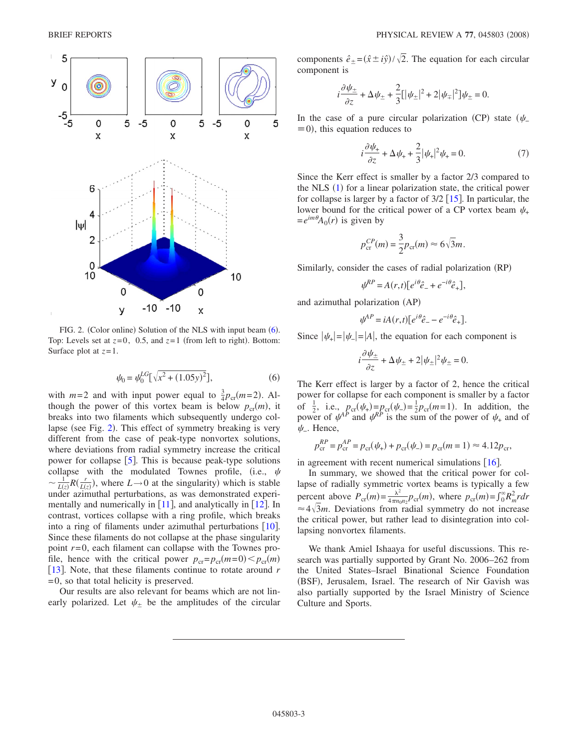FIG. 2. (Color online) Solution of the NLS with input beam (6). Top: Levels set at $z=0$, 0.5, and $z=1$ (from left to right). Bottom: Surface plot at $z=1$.

$$\psi_0 = \psi_0^{LG}[\sqrt{x^2+(1.05y)^2}], \qquad (6)$$

with $m=2$ and with input power equal to $\frac{3}{4}p_{\rm cr}(m=2)$. Although the power of this vortex beam is below $p_{\rm cr}(m)$, it breaks into two filaments which subsequently undergo collapse (see Fig. 2). This effect of symmetry breaking is very different from the case of peak-type nonvortex solutions, where deviations from radial symmetry increase the critical power for collapse [5]. This is because peak-type solutions collapse with the modulated Townes profile, (i.e., $\psi \sim \frac{1}{L(z)} R(\frac{r}{L(z)})$, where $L \to 0$ at the singularity) which is stable under azimuthal perturbations, as was demonstrated experimentally and numerically in [11], and analytically in [12]. In contrast, vortices collapse with a ring profile, which breaks into a ring of filaments under azimuthal perturbations [10]. Since these filaments do not collapse at the phase singularity point $r=0$, each filament can collapse with the Townes profile, hence with the critical power $p_{\rm cr} = p_{\rm cr}(m=0) < p_{\rm cr}(m)$ [13]. Note, that these filaments continue to rotate around $r=0$, so that total helicity is preserved.

Our results are also relevant for beams which are not linearly polarized. Let $\psi_\pm$ be the amplitudes of the circular components $\hat{e}_\pm = (\hat{x} \pm i\hat{y})/\sqrt{2}$. The equation for each circular component is

$$i\frac{\partial \psi_\pm}{\partial z} + \Delta \psi_\pm + \frac{2}{3}[|\psi_\pm|^2 + 2|\psi_\mp|^2]\psi_\pm = 0.$$

In the case of a pure circular polarization (CP) state ($\psi_- \equiv 0$), this equation reduces to

$$i\frac{\partial \psi_+}{\partial z} + \Delta \psi_+ + \frac{2}{3}|\psi_+|^2 \psi_+ = 0. \qquad (7)$$

Since the Kerr effect is smaller by a factor 2/3 compared to the NLS (1) for a linear polarization state, the critical power for collapse is larger by a factor of 3/2 [15]. In particular, the lower bound for the critical power of a CP vortex beam $\psi_+ = e^{im\theta} A_0(r)$ is given by

$$p_{\rm cr}^{CP}(m) = \frac{3}{2} p_{\rm cr}(m) \approx 6\sqrt{3}m.$$

Similarly, consider the cases of radial polarization (RP)

$$\psi^{RP} = A(r,t)[e^{i\theta}\hat{e}_- + e^{-i\theta}\hat{e}_+],$$

and azimuthal polarization (AP)

$$\psi^{AP} = iA(r,t)[e^{i\theta}\hat{e}_- - e^{-i\theta}\hat{e}_+].$$

Since $|\psi_+| = |\psi_-| = |A|$, the equation for each component is

$$i\frac{\partial \psi_\pm}{\partial z} + \Delta \psi_\pm + 2|\psi_\pm|^2 \psi_\pm = 0.$$

The Kerr effect is larger by a factor of 2, hence the critical power for collapse for each component is smaller by a factor of $\frac{1}{2}$, i.e., $p_{\rm cr}(\psi_+) = p_{\rm cr}(\psi_-) = \frac{1}{2} p_{\rm cr}(m=1)$. In addition, the power of $\psi^{AP}$ and $\psi^{RP}$ is the sum of the power of $\psi_+$ and of $\psi_-$. Hence,

$$p_{\rm cr}^{RP} = p_{\rm cr}^{AP} = p_{\rm cr}(\psi_+) + p_{\rm cr}(\psi_-) = p_{\rm cr}(m=1) \approx 4.12 p_{\rm cr},$$

in agreement with recent numerical simulations [16].

In summary, we showed that the critical power for collapse of radially symmetric vortex beams is typically a few percent above $P_{\rm cr}(m) = \frac{\lambda^2}{4\pi n_0 n_2} p_{\rm cr}(m)$, where $p_{\rm cr}(m) = \int_0^\infty R_m^2 r dr \approx 4\sqrt{3}m$. Deviations from radial symmetry do not increase the critical power, but rather lead to disintegration into collapsing nonvortex filaments.

We thank Amiel Ishaaya for useful discussions. This research was partially supported by Grant No. 2006–262 from the United States–Israel Binational Science Foundation (BSF), Jerusalem, Israel. The research of Nir Gavish was also partially supported by the Israel Ministry of Science Culture and Sports.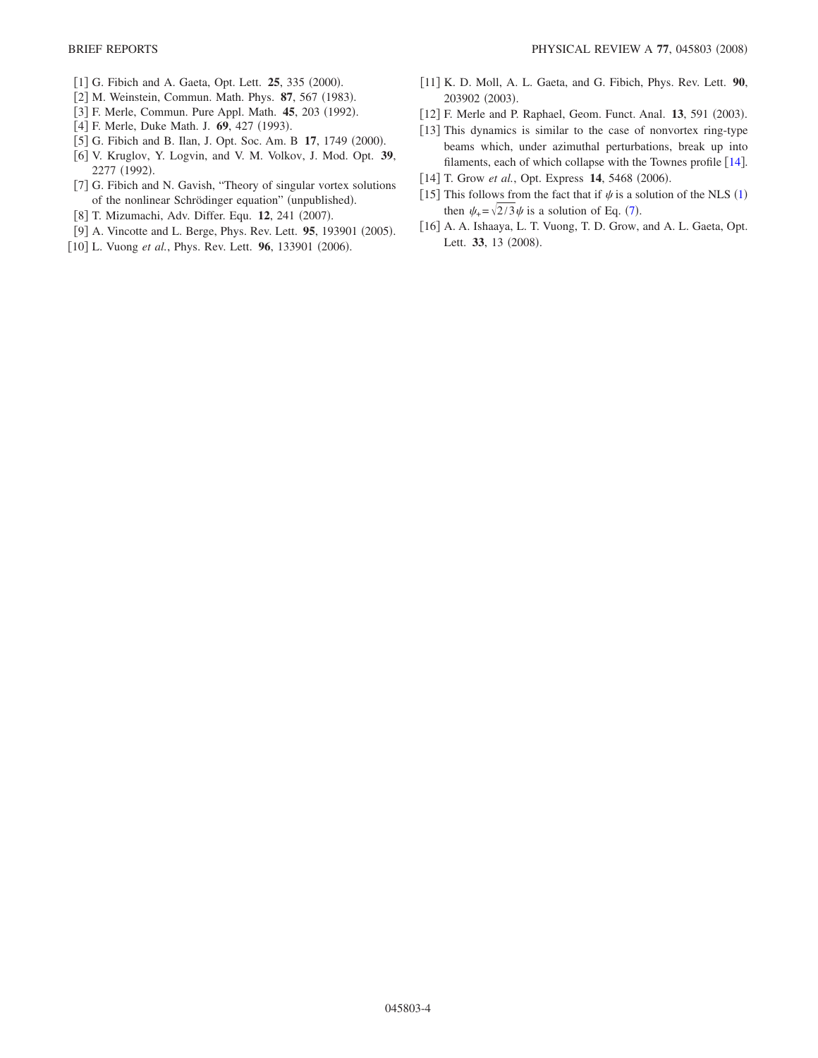[1] G. Fibich and A. Gaeta, Opt. Lett. **25**, 335 (2000).

[2] M. Weinstein, Commun. Math. Phys. **87**, 567 (1983).

[3] F. Merle, Commun. Pure Appl. Math. **45**, 203 (1992).

[4] F. Merle, Duke Math. J. **69**, 427 (1993).

[5] G. Fibich and B. Ilan, J. Opt. Soc. Am. B **17**, 1749 (2000).

[6] V. Kruglov, Y. Logvin, and V. M. Volkov, J. Mod. Opt. **39**, 2277 (1992).

[7] G. Fibich and N. Gavish, "Theory of singular vortex solutions of the nonlinear Schrödinger equation" (unpublished).

[8] T. Mizumachi, Adv. Differ. Equ. **12**, 241 (2007).

[9] A. Vincotte and L. Berge, Phys. Rev. Lett. **95**, 193901 (2005).

[10] L. Vuong *et al.*, Phys. Rev. Lett. **96**, 133901 (2006).

[11] K. D. Moll, A. L. Gaeta, and G. Fibich, Phys. Rev. Lett. **90**, 203902 (2003).

[12] F. Merle and P. Raphael, Geom. Funct. Anal. **13**, 591 (2003).

[13] This dynamics is similar to the case of nonvortex ring-type beams which, under azimuthal perturbations, break up into filaments, each of which collapse with the Townes profile [14].

[14] T. Grow *et al.*, Opt. Express **14**, 5468 (2006).

[15] This follows from the fact that if $\psi$ is a solution of the NLS (1) then $\psi_{+}=\sqrt{2/3}\psi$ is a solution of Eq. (7).

[16] A. A. Ishaaya, L. T. Vuong, T. D. Grow, and A. L. Gaeta, Opt. Lett. **33**, 13 (2008).